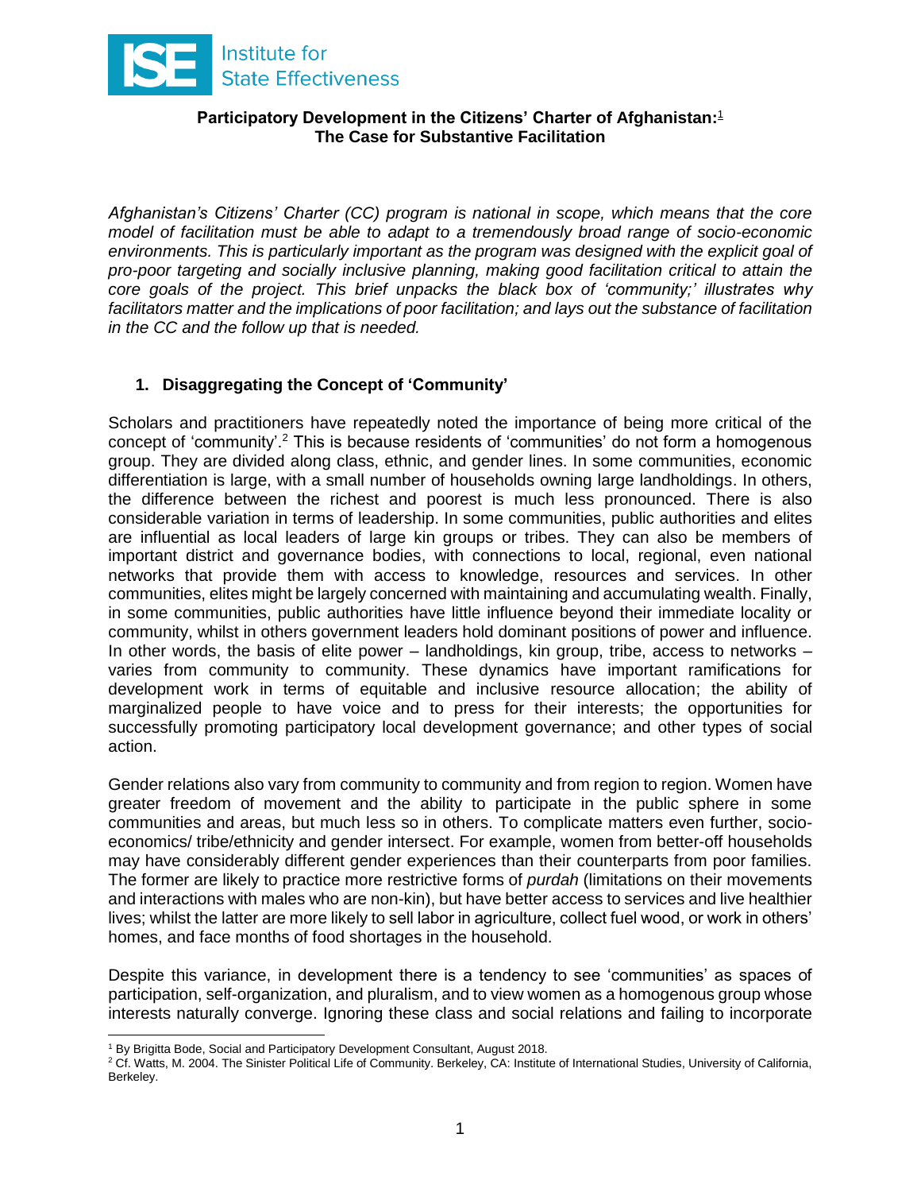ISE Institute for State Effectiveness

**Participatory Development in the Citizens' Charter of Afghanistan:**[1]
**The Case for Substantive Facilitation**

*Afghanistan's Citizens' Charter (CC) program is national in scope, which means that the core model of facilitation must be able to adapt to a tremendously broad range of socio-economic environments. This is particularly important as the program was designed with the explicit goal of pro-poor targeting and socially inclusive planning, making good facilitation critical to attain the core goals of the project. This brief unpacks the black box of 'community;' illustrates why facilitators matter and the implications of poor facilitation; and lays out the substance of facilitation in the CC and the follow up that is needed.*

## 1. Disaggregating the Concept of 'Community'

Scholars and practitioners have repeatedly noted the importance of being more critical of the concept of 'community'.[2] This is because residents of 'communities' do not form a homogenous group. They are divided along class, ethnic, and gender lines. In some communities, economic differentiation is large, with a small number of households owning large landholdings. In others, the difference between the richest and poorest is much less pronounced. There is also considerable variation in terms of leadership. In some communities, public authorities and elites are influential as local leaders of large kin groups or tribes. They can also be members of important district and governance bodies, with connections to local, regional, even national networks that provide them with access to knowledge, resources and services. In other communities, elites might be largely concerned with maintaining and accumulating wealth. Finally, in some communities, public authorities have little influence beyond their immediate locality or community, whilst in others government leaders hold dominant positions of power and influence. In other words, the basis of elite power – landholdings, kin group, tribe, access to networks – varies from community to community. These dynamics have important ramifications for development work in terms of equitable and inclusive resource allocation; the ability of marginalized people to have voice and to press for their interests; the opportunities for successfully promoting participatory local development governance; and other types of social action.

Gender relations also vary from community to community and from region to region. Women have greater freedom of movement and the ability to participate in the public sphere in some communities and areas, but much less so in others. To complicate matters even further, socio-economics/ tribe/ethnicity and gender intersect. For example, women from better-off households may have considerably different gender experiences than their counterparts from poor families. The former are likely to practice more restrictive forms of *purdah* (limitations on their movements and interactions with males who are non-kin), but have better access to services and live healthier lives; whilst the latter are more likely to sell labor in agriculture, collect fuel wood, or work in others' homes, and face months of food shortages in the household.

Despite this variance, in development there is a tendency to see 'communities' as spaces of participation, self-organization, and pluralism, and to view women as a homogenous group whose interests naturally converge. Ignoring these class and social relations and failing to incorporate

[1] By Brigitta Bode, Social and Participatory Development Consultant, August 2018.

[2] Cf. Watts, M. 2004. The Sinister Political Life of Community. Berkeley, CA: Institute of International Studies, University of California, Berkeley.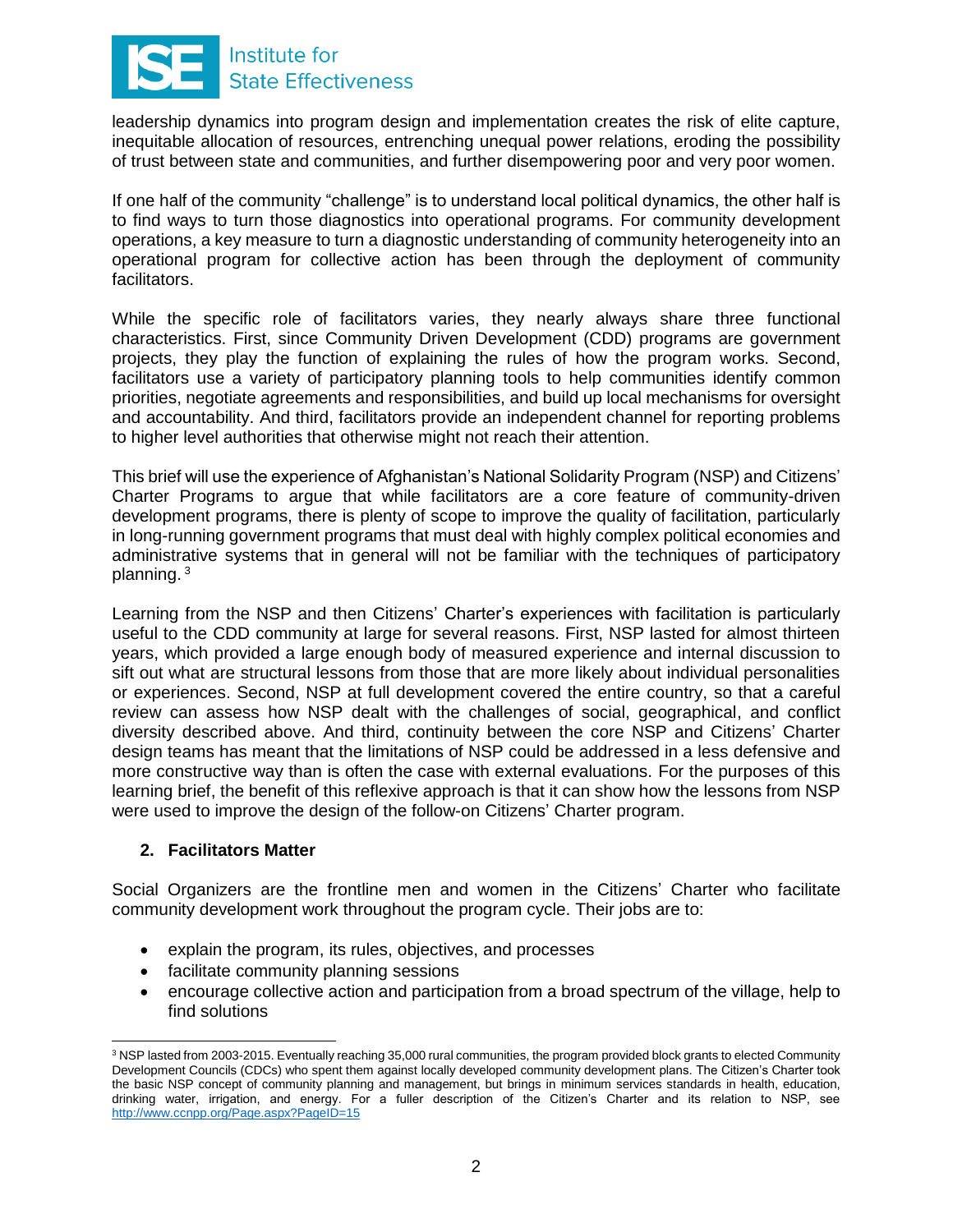leadership dynamics into program design and implementation creates the risk of elite capture, inequitable allocation of resources, entrenching unequal power relations, eroding the possibility of trust between state and communities, and further disempowering poor and very poor women.

If one half of the community "challenge" is to understand local political dynamics, the other half is to find ways to turn those diagnostics into operational programs. For community development operations, a key measure to turn a diagnostic understanding of community heterogeneity into an operational program for collective action has been through the deployment of community facilitators.

While the specific role of facilitators varies, they nearly always share three functional characteristics. First, since Community Driven Development (CDD) programs are government projects, they play the function of explaining the rules of how the program works. Second, facilitators use a variety of participatory planning tools to help communities identify common priorities, negotiate agreements and responsibilities, and build up local mechanisms for oversight and accountability. And third, facilitators provide an independent channel for reporting problems to higher level authorities that otherwise might not reach their attention.

This brief will use the experience of Afghanistan's National Solidarity Program (NSP) and Citizens' Charter Programs to argue that while facilitators are a core feature of community-driven development programs, there is plenty of scope to improve the quality of facilitation, particularly in long-running government programs that must deal with highly complex political economies and administrative systems that in general will not be familiar with the techniques of participatory planning. [3]

Learning from the NSP and then Citizens' Charter's experiences with facilitation is particularly useful to the CDD community at large for several reasons. First, NSP lasted for almost thirteen years, which provided a large enough body of measured experience and internal discussion to sift out what are structural lessons from those that are more likely about individual personalities or experiences. Second, NSP at full development covered the entire country, so that a careful review can assess how NSP dealt with the challenges of social, geographical, and conflict diversity described above. And third, continuity between the core NSP and Citizens' Charter design teams has meant that the limitations of NSP could be addressed in a less defensive and more constructive way than is often the case with external evaluations. For the purposes of this learning brief, the benefit of this reflexive approach is that it can show how the lessons from NSP were used to improve the design of the follow-on Citizens' Charter program.

## 2. Facilitators Matter

Social Organizers are the frontline men and women in the Citizens' Charter who facilitate community development work throughout the program cycle. Their jobs are to:

- explain the program, its rules, objectives, and processes
- facilitate community planning sessions
- encourage collective action and participation from a broad spectrum of the village, help to find solutions

[3] NSP lasted from 2003-2015. Eventually reaching 35,000 rural communities, the program provided block grants to elected Community Development Councils (CDCs) who spent them against locally developed community development plans. The Citizen's Charter took the basic NSP concept of community planning and management, but brings in minimum services standards in health, education, drinking water, irrigation, and energy. For a fuller description of the Citizen's Charter and its relation to NSP, see http://www.ccnpp.org/Page.aspx?PageID=15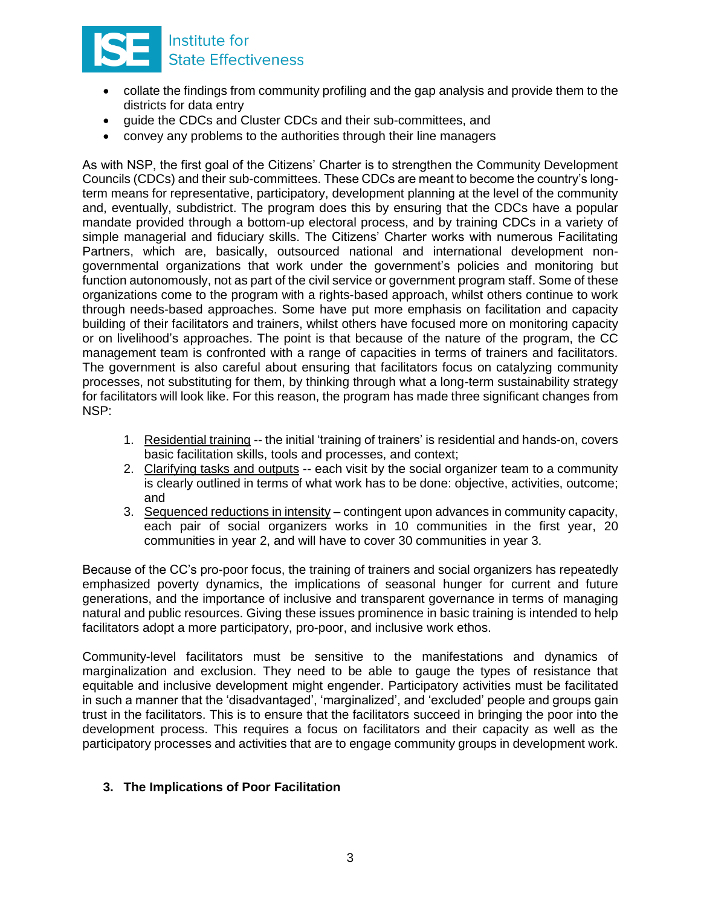- collate the findings from community profiling and the gap analysis and provide them to the districts for data entry
- guide the CDCs and Cluster CDCs and their sub-committees, and
- convey any problems to the authorities through their line managers

As with NSP, the first goal of the Citizens' Charter is to strengthen the Community Development Councils (CDCs) and their sub-committees. These CDCs are meant to become the country's long-term means for representative, participatory, development planning at the level of the community and, eventually, subdistrict. The program does this by ensuring that the CDCs have a popular mandate provided through a bottom-up electoral process, and by training CDCs in a variety of simple managerial and fiduciary skills. The Citizens' Charter works with numerous Facilitating Partners, which are, basically, outsourced national and international development non-governmental organizations that work under the government's policies and monitoring but function autonomously, not as part of the civil service or government program staff. Some of these organizations come to the program with a rights-based approach, whilst others continue to work through needs-based approaches. Some have put more emphasis on facilitation and capacity building of their facilitators and trainers, whilst others have focused more on monitoring capacity or on livelihood's approaches. The point is that because of the nature of the program, the CC management team is confronted with a range of capacities in terms of trainers and facilitators. The government is also careful about ensuring that facilitators focus on catalyzing community processes, not substituting for them, by thinking through what a long-term sustainability strategy for facilitators will look like. For this reason, the program has made three significant changes from NSP:

1. Residential training -- the initial 'training of trainers' is residential and hands-on, covers basic facilitation skills, tools and processes, and context;
2. Clarifying tasks and outputs -- each visit by the social organizer team to a community is clearly outlined in terms of what work has to be done: objective, activities, outcome; and
3. Sequenced reductions in intensity – contingent upon advances in community capacity, each pair of social organizers works in 10 communities in the first year, 20 communities in year 2, and will have to cover 30 communities in year 3.

Because of the CC's pro-poor focus, the training of trainers and social organizers has repeatedly emphasized poverty dynamics, the implications of seasonal hunger for current and future generations, and the importance of inclusive and transparent governance in terms of managing natural and public resources. Giving these issues prominence in basic training is intended to help facilitators adopt a more participatory, pro-poor, and inclusive work ethos.

Community-level facilitators must be sensitive to the manifestations and dynamics of marginalization and exclusion. They need to be able to gauge the types of resistance that equitable and inclusive development might engender. Participatory activities must be facilitated in such a manner that the 'disadvantaged', 'marginalized', and 'excluded' people and groups gain trust in the facilitators. This is to ensure that the facilitators succeed in bringing the poor into the development process. This requires a focus on facilitators and their capacity as well as the participatory processes and activities that are to engage community groups in development work.

## 3. The Implications of Poor Facilitation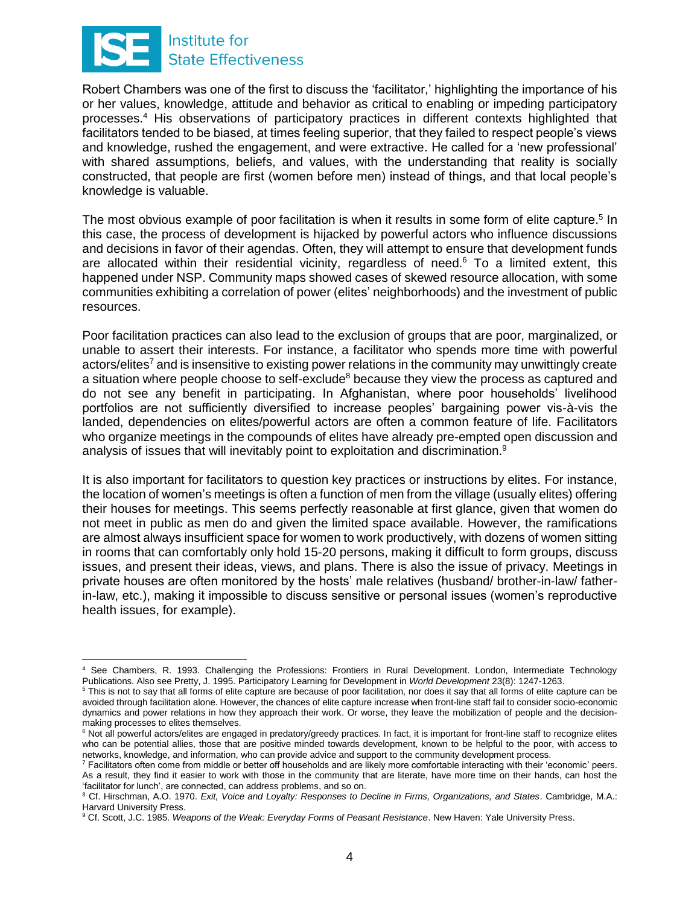Robert Chambers was one of the first to discuss the 'facilitator,' highlighting the importance of his or her values, knowledge, attitude and behavior as critical to enabling or impeding participatory processes.[4] His observations of participatory practices in different contexts highlighted that facilitators tended to be biased, at times feeling superior, that they failed to respect people's views and knowledge, rushed the engagement, and were extractive. He called for a 'new professional' with shared assumptions, beliefs, and values, with the understanding that reality is socially constructed, that people are first (women before men) instead of things, and that local people's knowledge is valuable.

The most obvious example of poor facilitation is when it results in some form of elite capture.[5] In this case, the process of development is hijacked by powerful actors who influence discussions and decisions in favor of their agendas. Often, they will attempt to ensure that development funds are allocated within their residential vicinity, regardless of need.[6] To a limited extent, this happened under NSP. Community maps showed cases of skewed resource allocation, with some communities exhibiting a correlation of power (elites' neighborhoods) and the investment of public resources.

Poor facilitation practices can also lead to the exclusion of groups that are poor, marginalized, or unable to assert their interests. For instance, a facilitator who spends more time with powerful actors/elites[7] and is insensitive to existing power relations in the community may unwittingly create a situation where people choose to self-exclude[8] because they view the process as captured and do not see any benefit in participating. In Afghanistan, where poor households' livelihood portfolios are not sufficiently diversified to increase peoples' bargaining power vis-à-vis the landed, dependencies on elites/powerful actors are often a common feature of life. Facilitators who organize meetings in the compounds of elites have already pre-empted open discussion and analysis of issues that will inevitably point to exploitation and discrimination.[9]

It is also important for facilitators to question key practices or instructions by elites. For instance, the location of women's meetings is often a function of men from the village (usually elites) offering their houses for meetings. This seems perfectly reasonable at first glance, given that women do not meet in public as men do and given the limited space available. However, the ramifications are almost always insufficient space for women to work productively, with dozens of women sitting in rooms that can comfortably only hold 15-20 persons, making it difficult to form groups, discuss issues, and present their ideas, views, and plans. There is also the issue of privacy. Meetings in private houses are often monitored by the hosts' male relatives (husband/ brother-in-law/ father-in-law, etc.), making it impossible to discuss sensitive or personal issues (women's reproductive health issues, for example).

---

[4] See Chambers, R. 1993. Challenging the Professions: Frontiers in Rural Development. London, Intermediate Technology Publications. Also see Pretty, J. 1995. Participatory Learning for Development in *World Development* 23(8): 1247-1263.

[5] This is not to say that all forms of elite capture are because of poor facilitation, nor does it say that all forms of elite capture can be avoided through facilitation alone. However, the chances of elite capture increase when front-line staff fail to consider socio-economic dynamics and power relations in how they approach their work. Or worse, they leave the mobilization of people and the decision-making processes to elites themselves.

[6] Not all powerful actors/elites are engaged in predatory/greedy practices. In fact, it is important for front-line staff to recognize elites who can be potential allies, those that are positive minded towards development, known to be helpful to the poor, with access to networks, knowledge, and information, who can provide advice and support to the community development process.

[7] Facilitators often come from middle or better off households and are likely more comfortable interacting with their 'economic' peers. As a result, they find it easier to work with those in the community that are literate, have more time on their hands, can host the 'facilitator for lunch', are connected, can address problems, and so on.

[8] Cf. Hirschman, A.O. 1970. *Exit, Voice and Loyalty: Responses to Decline in Firms, Organizations, and States*. Cambridge, M.A.: Harvard University Press.

[9] Cf. Scott, J.C. 1985. *Weapons of the Weak: Everyday Forms of Peasant Resistance*. New Haven: Yale University Press.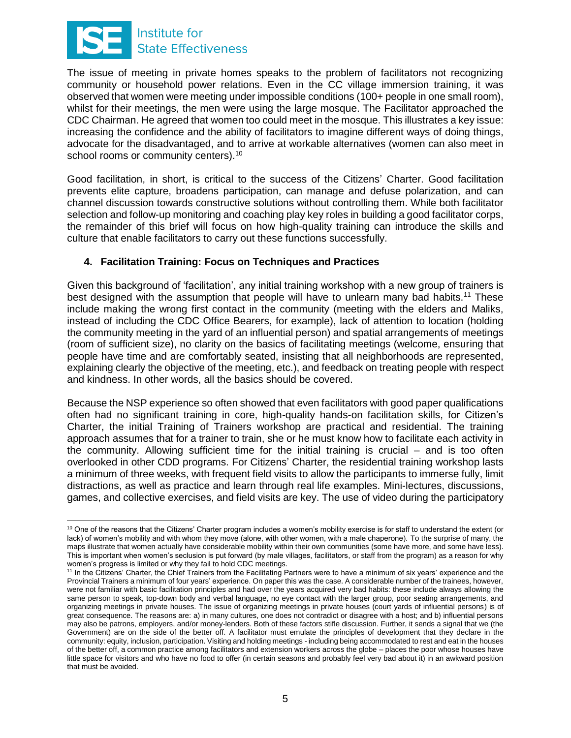The issue of meeting in private homes speaks to the problem of facilitators not recognizing community or household power relations. Even in the CC village immersion training, it was observed that women were meeting under impossible conditions (100+ people in one small room), whilst for their meetings, the men were using the large mosque. The Facilitator approached the CDC Chairman. He agreed that women too could meet in the mosque. This illustrates a key issue: increasing the confidence and the ability of facilitators to imagine different ways of doing things, advocate for the disadvantaged, and to arrive at workable alternatives (women can also meet in school rooms or community centers).[10]

Good facilitation, in short, is critical to the success of the Citizens' Charter. Good facilitation prevents elite capture, broadens participation, can manage and defuse polarization, and can channel discussion towards constructive solutions without controlling them. While both facilitator selection and follow-up monitoring and coaching play key roles in building a good facilitator corps, the remainder of this brief will focus on how high-quality training can introduce the skills and culture that enable facilitators to carry out these functions successfully.

### 4. Facilitation Training: Focus on Techniques and Practices

Given this background of 'facilitation', any initial training workshop with a new group of trainers is best designed with the assumption that people will have to unlearn many bad habits.[11] These include making the wrong first contact in the community (meeting with the elders and Maliks, instead of including the CDC Office Bearers, for example), lack of attention to location (holding the community meeting in the yard of an influential person) and spatial arrangements of meetings (room of sufficient size), no clarity on the basics of facilitating meetings (welcome, ensuring that people have time and are comfortably seated, insisting that all neighborhoods are represented, explaining clearly the objective of the meeting, etc.), and feedback on treating people with respect and kindness. In other words, all the basics should be covered.

Because the NSP experience so often showed that even facilitators with good paper qualifications often had no significant training in core, high-quality hands-on facilitation skills, for Citizen's Charter, the initial Training of Trainers workshop are practical and residential. The training approach assumes that for a trainer to train, she or he must know how to facilitate each activity in the community. Allowing sufficient time for the initial training is crucial – and is too often overlooked in other CDD programs. For Citizens' Charter, the residential training workshop lasts a minimum of three weeks, with frequent field visits to allow the participants to immerse fully, limit distractions, as well as practice and learn through real life examples. Mini-lectures, discussions, games, and collective exercises, and field visits are key. The use of video during the participatory

---

[10] One of the reasons that the Citizens' Charter program includes a women's mobility exercise is for staff to understand the extent (or lack) of women's mobility and with whom they move (alone, with other women, with a male chaperone). To the surprise of many, the maps illustrate that women actually have considerable mobility within their own communities (some have more, and some have less). This is important when women's seclusion is put forward (by male villages, facilitators, or staff from the program) as a reason for why women's progress is limited or why they fail to hold CDC meetings.

[11] In the Citizens' Charter, the Chief Trainers from the Facilitating Partners were to have a minimum of six years' experience and the Provincial Trainers a minimum of four years' experience. On paper this was the case. A considerable number of the trainees, however, were not familiar with basic facilitation principles and had over the years acquired very bad habits: these include always allowing the same person to speak, top-down body and verbal language, no eye contact with the larger group, poor seating arrangements, and organizing meetings in private houses. The issue of organizing meetings in private houses (court yards of influential persons) is of great consequence. The reasons are: a) in many cultures, one does not contradict or disagree with a host; and b) influential persons may also be patrons, employers, and/or money-lenders. Both of these factors stifle discussion. Further, it sends a signal that we (the Government) are on the side of the better off. A facilitator must emulate the principles of development that they declare in the community: equity, inclusion, participation. Visiting and holding meetings - including being accommodated to rest and eat in the houses of the better off, a common practice among facilitators and extension workers across the globe – places the poor whose houses have little space for visitors and who have no food to offer (in certain seasons and probably feel very bad about it) in an awkward position that must be avoided.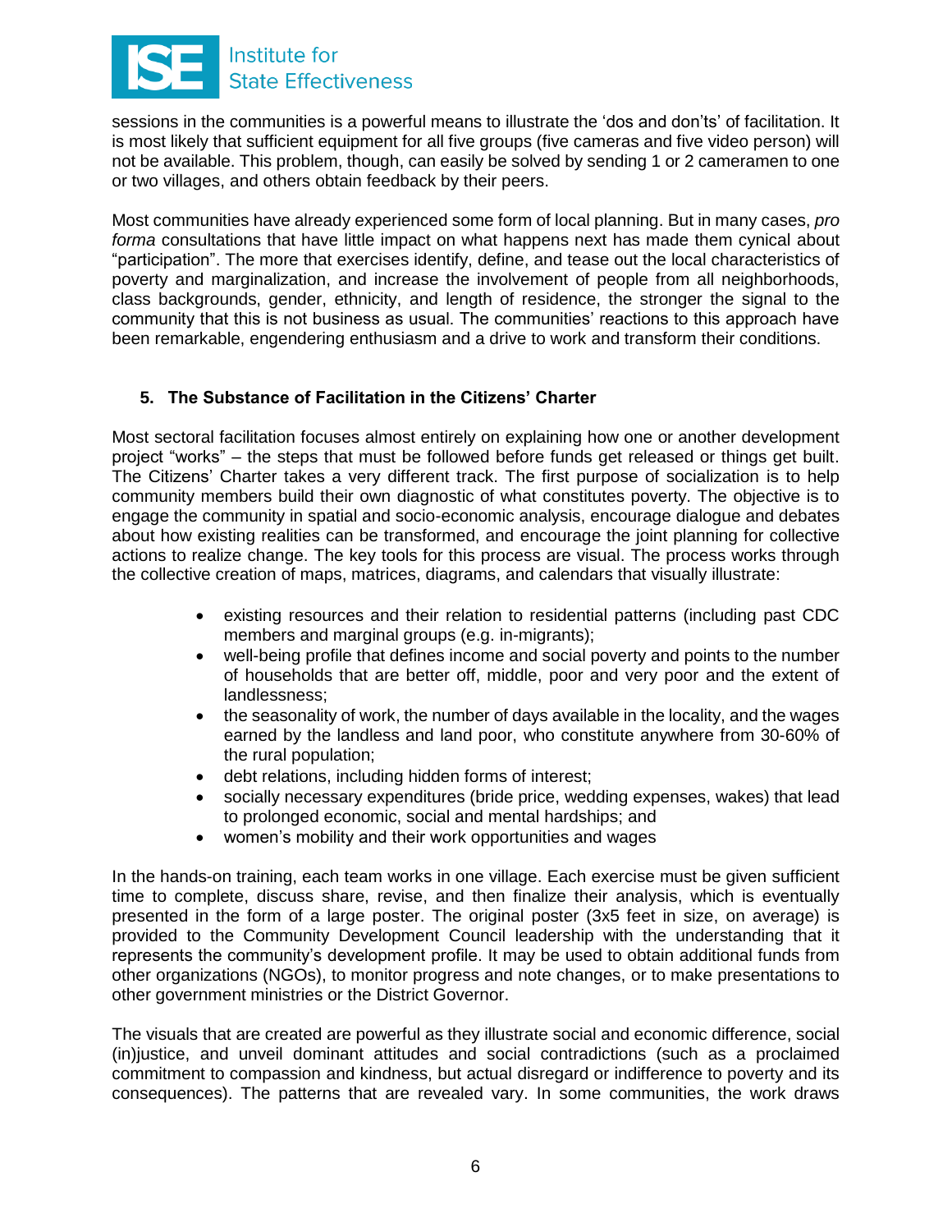sessions in the communities is a powerful means to illustrate the 'dos and don'ts' of facilitation. It is most likely that sufficient equipment for all five groups (five cameras and five video person) will not be available. This problem, though, can easily be solved by sending 1 or 2 cameramen to one or two villages, and others obtain feedback by their peers.

Most communities have already experienced some form of local planning. But in many cases, *pro forma* consultations that have little impact on what happens next has made them cynical about "participation". The more that exercises identify, define, and tease out the local characteristics of poverty and marginalization, and increase the involvement of people from all neighborhoods, class backgrounds, gender, ethnicity, and length of residence, the stronger the signal to the community that this is not business as usual. The communities' reactions to this approach have been remarkable, engendering enthusiasm and a drive to work and transform their conditions.

## 5. The Substance of Facilitation in the Citizens' Charter

Most sectoral facilitation focuses almost entirely on explaining how one or another development project "works" – the steps that must be followed before funds get released or things get built. The Citizens' Charter takes a very different track. The first purpose of socialization is to help community members build their own diagnostic of what constitutes poverty. The objective is to engage the community in spatial and socio-economic analysis, encourage dialogue and debates about how existing realities can be transformed, and encourage the joint planning for collective actions to realize change. The key tools for this process are visual. The process works through the collective creation of maps, matrices, diagrams, and calendars that visually illustrate:

- existing resources and their relation to residential patterns (including past CDC members and marginal groups (e.g. in-migrants);
- well-being profile that defines income and social poverty and points to the number of households that are better off, middle, poor and very poor and the extent of landlessness;
- the seasonality of work, the number of days available in the locality, and the wages earned by the landless and land poor, who constitute anywhere from 30-60% of the rural population;
- debt relations, including hidden forms of interest;
- socially necessary expenditures (bride price, wedding expenses, wakes) that lead to prolonged economic, social and mental hardships; and
- women's mobility and their work opportunities and wages

In the hands-on training, each team works in one village. Each exercise must be given sufficient time to complete, discuss share, revise, and then finalize their analysis, which is eventually presented in the form of a large poster. The original poster (3x5 feet in size, on average) is provided to the Community Development Council leadership with the understanding that it represents the community's development profile. It may be used to obtain additional funds from other organizations (NGOs), to monitor progress and note changes, or to make presentations to other government ministries or the District Governor.

The visuals that are created are powerful as they illustrate social and economic difference, social (in)justice, and unveil dominant attitudes and social contradictions (such as a proclaimed commitment to compassion and kindness, but actual disregard or indifference to poverty and its consequences). The patterns that are revealed vary. In some communities, the work draws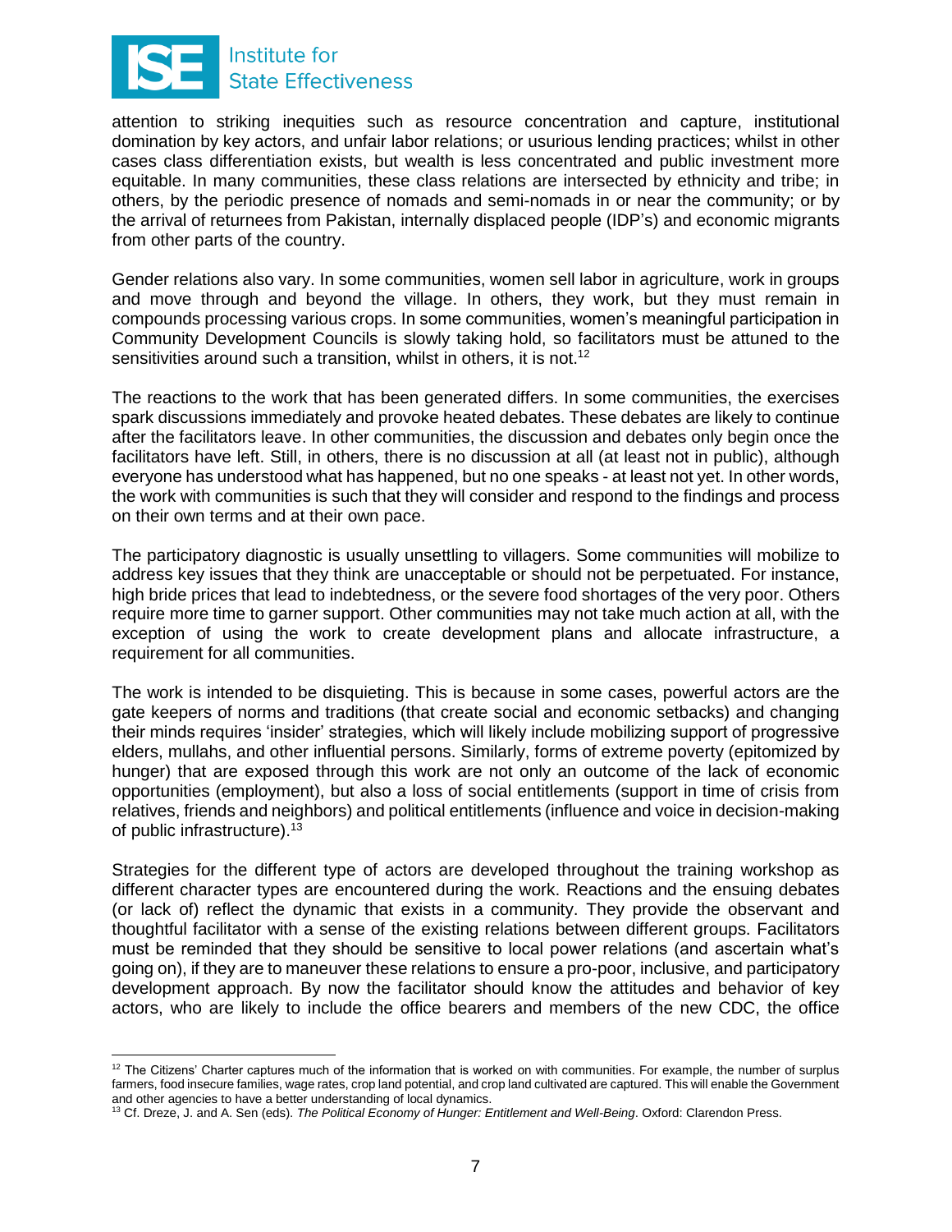attention to striking inequities such as resource concentration and capture, institutional domination by key actors, and unfair labor relations; or usurious lending practices; whilst in other cases class differentiation exists, but wealth is less concentrated and public investment more equitable. In many communities, these class relations are intersected by ethnicity and tribe; in others, by the periodic presence of nomads and semi-nomads in or near the community; or by the arrival of returnees from Pakistan, internally displaced people (IDP's) and economic migrants from other parts of the country.

Gender relations also vary. In some communities, women sell labor in agriculture, work in groups and move through and beyond the village. In others, they work, but they must remain in compounds processing various crops. In some communities, women's meaningful participation in Community Development Councils is slowly taking hold, so facilitators must be attuned to the sensitivities around such a transition, whilst in others, it is not.[12]

The reactions to the work that has been generated differs. In some communities, the exercises spark discussions immediately and provoke heated debates. These debates are likely to continue after the facilitators leave. In other communities, the discussion and debates only begin once the facilitators have left. Still, in others, there is no discussion at all (at least not in public), although everyone has understood what has happened, but no one speaks - at least not yet. In other words, the work with communities is such that they will consider and respond to the findings and process on their own terms and at their own pace.

The participatory diagnostic is usually unsettling to villagers. Some communities will mobilize to address key issues that they think are unacceptable or should not be perpetuated. For instance, high bride prices that lead to indebtedness, or the severe food shortages of the very poor. Others require more time to garner support. Other communities may not take much action at all, with the exception of using the work to create development plans and allocate infrastructure, a requirement for all communities.

The work is intended to be disquieting. This is because in some cases, powerful actors are the gate keepers of norms and traditions (that create social and economic setbacks) and changing their minds requires 'insider' strategies, which will likely include mobilizing support of progressive elders, mullahs, and other influential persons. Similarly, forms of extreme poverty (epitomized by hunger) that are exposed through this work are not only an outcome of the lack of economic opportunities (employment), but also a loss of social entitlements (support in time of crisis from relatives, friends and neighbors) and political entitlements (influence and voice in decision-making of public infrastructure).[13]

Strategies for the different type of actors are developed throughout the training workshop as different character types are encountered during the work. Reactions and the ensuing debates (or lack of) reflect the dynamic that exists in a community. They provide the observant and thoughtful facilitator with a sense of the existing relations between different groups. Facilitators must be reminded that they should be sensitive to local power relations (and ascertain what's going on), if they are to maneuver these relations to ensure a pro-poor, inclusive, and participatory development approach. By now the facilitator should know the attitudes and behavior of key actors, who are likely to include the office bearers and members of the new CDC, the office

---

[12] The Citizens' Charter captures much of the information that is worked on with communities. For example, the number of surplus farmers, food insecure families, wage rates, crop land potential, and crop land cultivated are captured. This will enable the Government and other agencies to have a better understanding of local dynamics.

[13] Cf. Dreze, J. and A. Sen (eds). *The Political Economy of Hunger: Entitlement and Well-Being*. Oxford: Clarendon Press.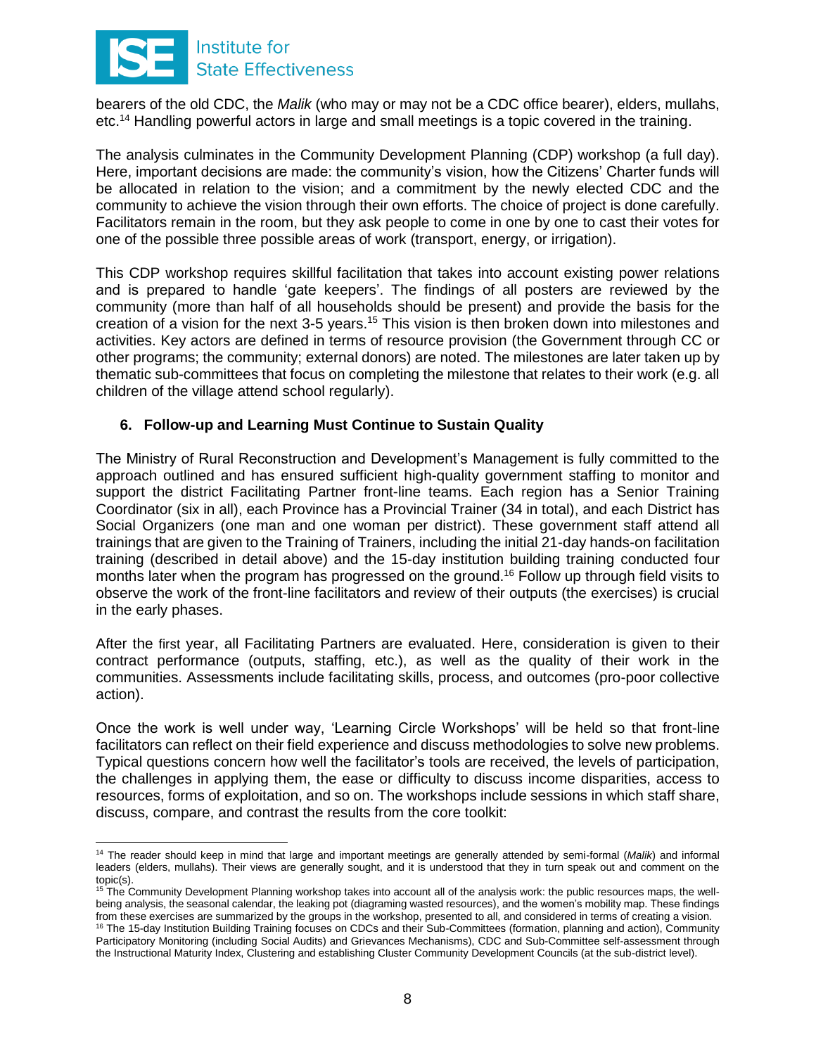bearers of the old CDC, the *Malik* (who may or may not be a CDC office bearer), elders, mullahs, etc.[14] Handling powerful actors in large and small meetings is a topic covered in the training.

The analysis culminates in the Community Development Planning (CDP) workshop (a full day). Here, important decisions are made: the community's vision, how the Citizens' Charter funds will be allocated in relation to the vision; and a commitment by the newly elected CDC and the community to achieve the vision through their own efforts. The choice of project is done carefully. Facilitators remain in the room, but they ask people to come in one by one to cast their votes for one of the possible three possible areas of work (transport, energy, or irrigation).

This CDP workshop requires skillful facilitation that takes into account existing power relations and is prepared to handle 'gate keepers'. The findings of all posters are reviewed by the community (more than half of all households should be present) and provide the basis for the creation of a vision for the next 3-5 years.[15] This vision is then broken down into milestones and activities. Key actors are defined in terms of resource provision (the Government through CC or other programs; the community; external donors) are noted. The milestones are later taken up by thematic sub-committees that focus on completing the milestone that relates to their work (e.g. all children of the village attend school regularly).

## 6. Follow-up and Learning Must Continue to Sustain Quality

The Ministry of Rural Reconstruction and Development's Management is fully committed to the approach outlined and has ensured sufficient high-quality government staffing to monitor and support the district Facilitating Partner front-line teams. Each region has a Senior Training Coordinator (six in all), each Province has a Provincial Trainer (34 in total), and each District has Social Organizers (one man and one woman per district). These government staff attend all trainings that are given to the Training of Trainers, including the initial 21-day hands-on facilitation training (described in detail above) and the 15-day institution building training conducted four months later when the program has progressed on the ground.[16] Follow up through field visits to observe the work of the front-line facilitators and review of their outputs (the exercises) is crucial in the early phases.

After the first year, all Facilitating Partners are evaluated. Here, consideration is given to their contract performance (outputs, staffing, etc.), as well as the quality of their work in the communities. Assessments include facilitating skills, process, and outcomes (pro-poor collective action).

Once the work is well under way, 'Learning Circle Workshops' will be held so that front-line facilitators can reflect on their field experience and discuss methodologies to solve new problems. Typical questions concern how well the facilitator's tools are received, the levels of participation, the challenges in applying them, the ease or difficulty to discuss income disparities, access to resources, forms of exploitation, and so on. The workshops include sessions in which staff share, discuss, compare, and contrast the results from the core toolkit:

---

[14] The reader should keep in mind that large and important meetings are generally attended by semi-formal (*Malik*) and informal leaders (elders, mullahs). Their views are generally sought, and it is understood that they in turn speak out and comment on the topic(s).

[15] The Community Development Planning workshop takes into account all of the analysis work: the public resources maps, the well-being analysis, the seasonal calendar, the leaking pot (diagraming wasted resources), and the women's mobility map. These findings from these exercises are summarized by the groups in the workshop, presented to all, and considered in terms of creating a vision.

[16] The 15-day Institution Building Training focuses on CDCs and their Sub-Committees (formation, planning and action), Community Participatory Monitoring (including Social Audits) and Grievances Mechanisms), CDC and Sub-Committee self-assessment through the Instructional Maturity Index, Clustering and establishing Cluster Community Development Councils (at the sub-district level).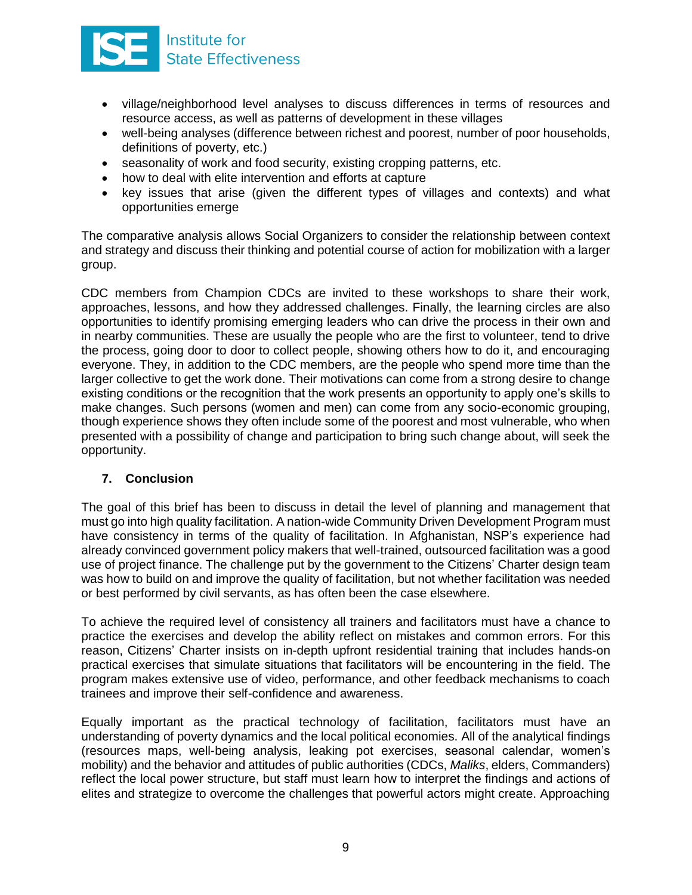- village/neighborhood level analyses to discuss differences in terms of resources and resource access, as well as patterns of development in these villages
- well-being analyses (difference between richest and poorest, number of poor households, definitions of poverty, etc.)
- seasonality of work and food security, existing cropping patterns, etc.
- how to deal with elite intervention and efforts at capture
- key issues that arise (given the different types of villages and contexts) and what opportunities emerge

The comparative analysis allows Social Organizers to consider the relationship between context and strategy and discuss their thinking and potential course of action for mobilization with a larger group.

CDC members from Champion CDCs are invited to these workshops to share their work, approaches, lessons, and how they addressed challenges. Finally, the learning circles are also opportunities to identify promising emerging leaders who can drive the process in their own and in nearby communities. These are usually the people who are the first to volunteer, tend to drive the process, going door to door to collect people, showing others how to do it, and encouraging everyone. They, in addition to the CDC members, are the people who spend more time than the larger collective to get the work done. Their motivations can come from a strong desire to change existing conditions or the recognition that the work presents an opportunity to apply one's skills to make changes. Such persons (women and men) can come from any socio-economic grouping, though experience shows they often include some of the poorest and most vulnerable, who when presented with a possibility of change and participation to bring such change about, will seek the opportunity.

## 7. Conclusion

The goal of this brief has been to discuss in detail the level of planning and management that must go into high quality facilitation. A nation-wide Community Driven Development Program must have consistency in terms of the quality of facilitation. In Afghanistan, NSP's experience had already convinced government policy makers that well-trained, outsourced facilitation was a good use of project finance. The challenge put by the government to the Citizens' Charter design team was how to build on and improve the quality of facilitation, but not whether facilitation was needed or best performed by civil servants, as has often been the case elsewhere.

To achieve the required level of consistency all trainers and facilitators must have a chance to practice the exercises and develop the ability reflect on mistakes and common errors. For this reason, Citizens' Charter insists on in-depth upfront residential training that includes hands-on practical exercises that simulate situations that facilitators will be encountering in the field. The program makes extensive use of video, performance, and other feedback mechanisms to coach trainees and improve their self-confidence and awareness.

Equally important as the practical technology of facilitation, facilitators must have an understanding of poverty dynamics and the local political economies. All of the analytical findings (resources maps, well-being analysis, leaking pot exercises, seasonal calendar, women's mobility) and the behavior and attitudes of public authorities (CDCs, *Maliks*, elders, Commanders) reflect the local power structure, but staff must learn how to interpret the findings and actions of elites and strategize to overcome the challenges that powerful actors might create. Approaching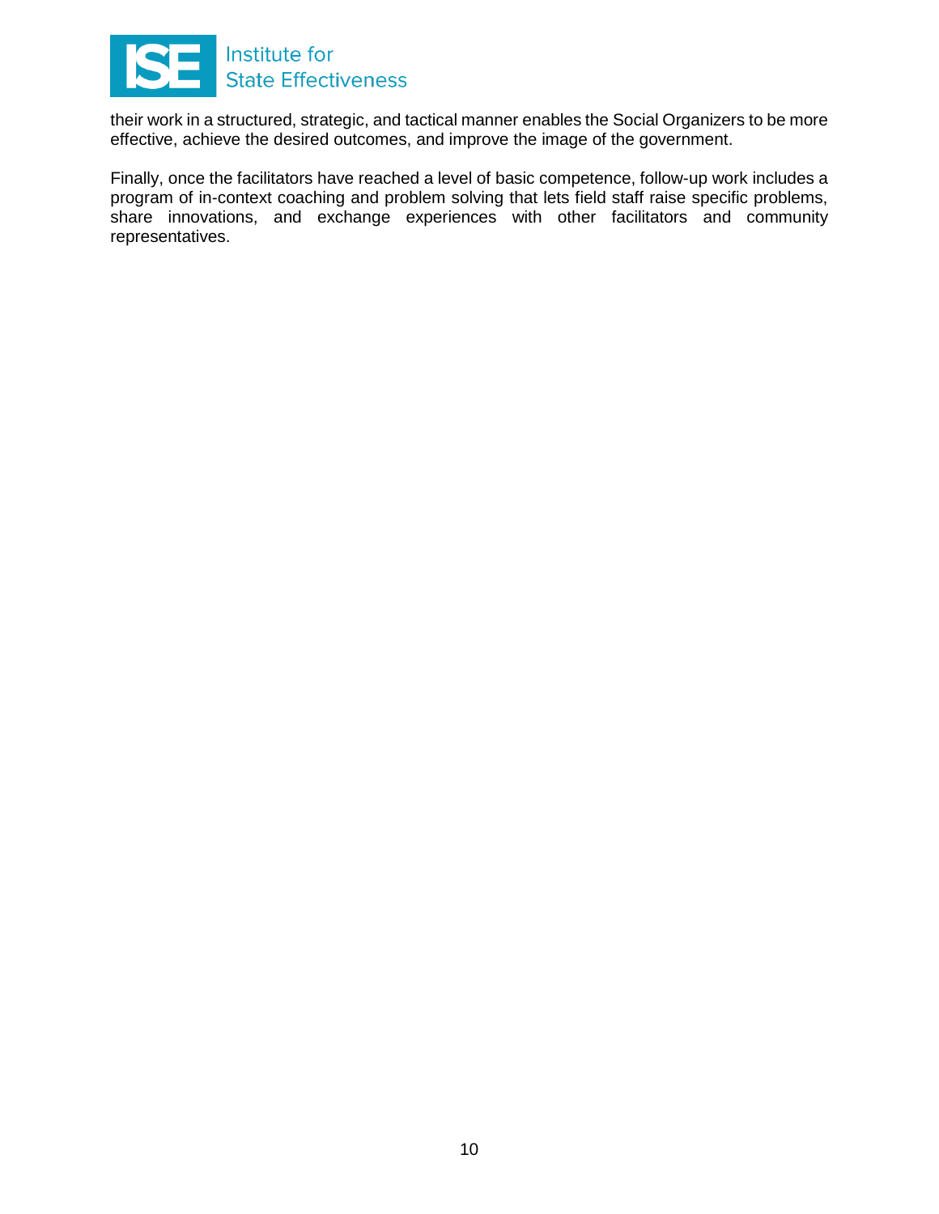their work in a structured, strategic, and tactical manner enables the Social Organizers to be more effective, achieve the desired outcomes, and improve the image of the government.

Finally, once the facilitators have reached a level of basic competence, follow-up work includes a program of in-context coaching and problem solving that lets field staff raise specific problems, share innovations, and exchange experiences with other facilitators and community representatives.